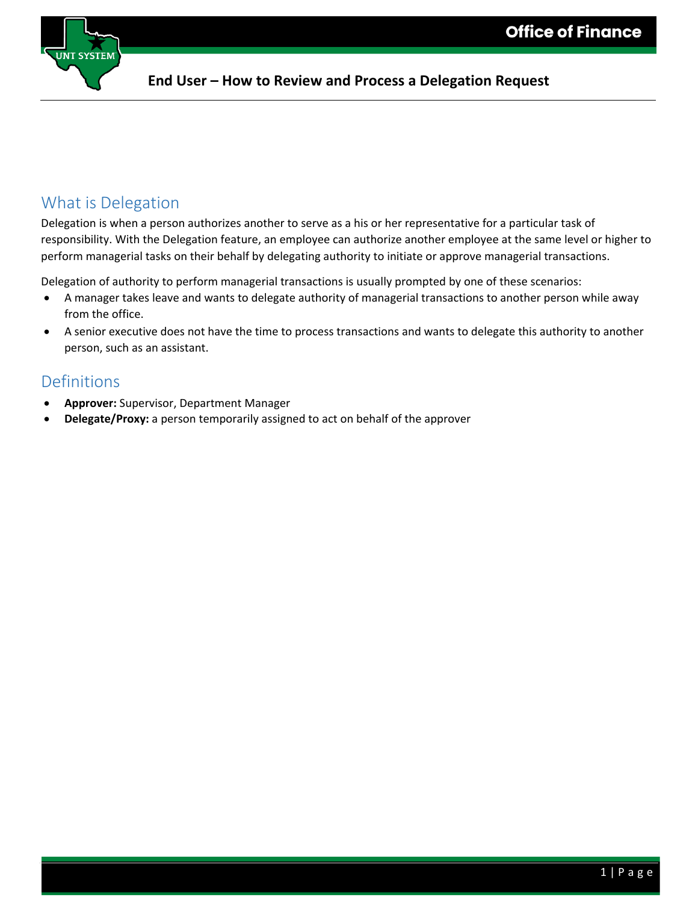# End User – How to Review and Process a Delegation Request

## What is Delegation

Delegation is when a person authorizes another to serve as a his or her representative for a particular task of responsibility. With the Delegation feature, an employee can authorize another employee at the same level or higher to perform managerial tasks on their behalf by delegating authority to initiate or approve managerial transactions.

Delegation of authority to perform managerial transactions is usually prompted by one of these scenarios:

- A manager takes leave and wants to delegate authority of managerial transactions to another person while away from the office.
- A senior executive does not have the time to process transactions and wants to delegate this authority to another person, such as an assistant.

## Definitions

- **Approver:** Supervisor, Department Manager
- **Delegate/Proxy:** a person temporarily assigned to act on behalf of the approver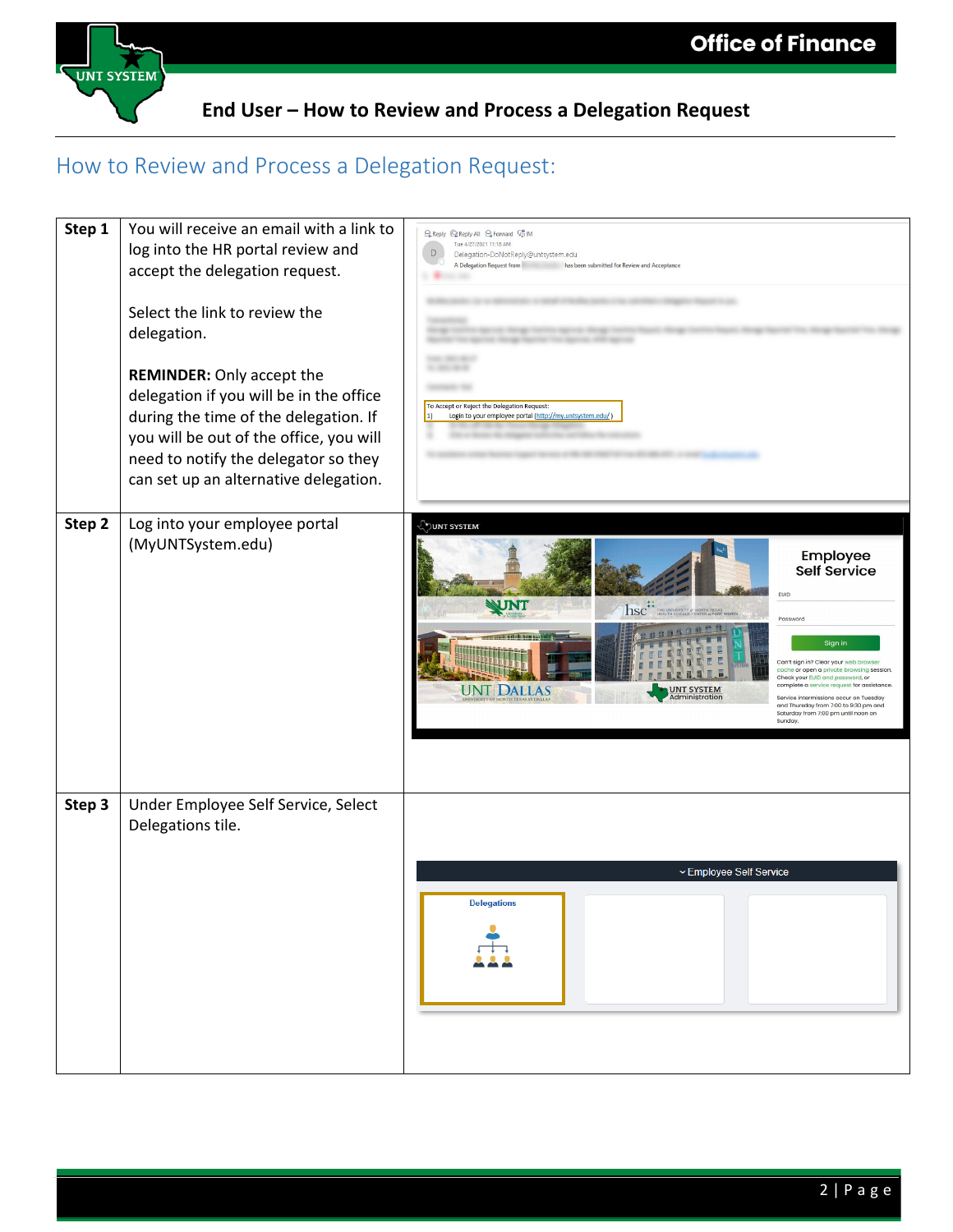## How to Review and Process a Delegation Request:

| | | |
|---|---|---|
| **Step 1** | You will receive an email with a link to log into the HR portal review and accept the delegation request.<br><br>Select the link to review the delegation.<br><br>**REMINDER:** Only accept the delegation if you will be in the office during the time of the delegation. If you will be out of the office, you will need to notify the delegator so they can set up an alternative delegation. | |
| **Step 2** | Log into your employee portal (MyUNTSystem.edu) | |
| **Step 3** | Under Employee Self Service, Select Delegations tile. | |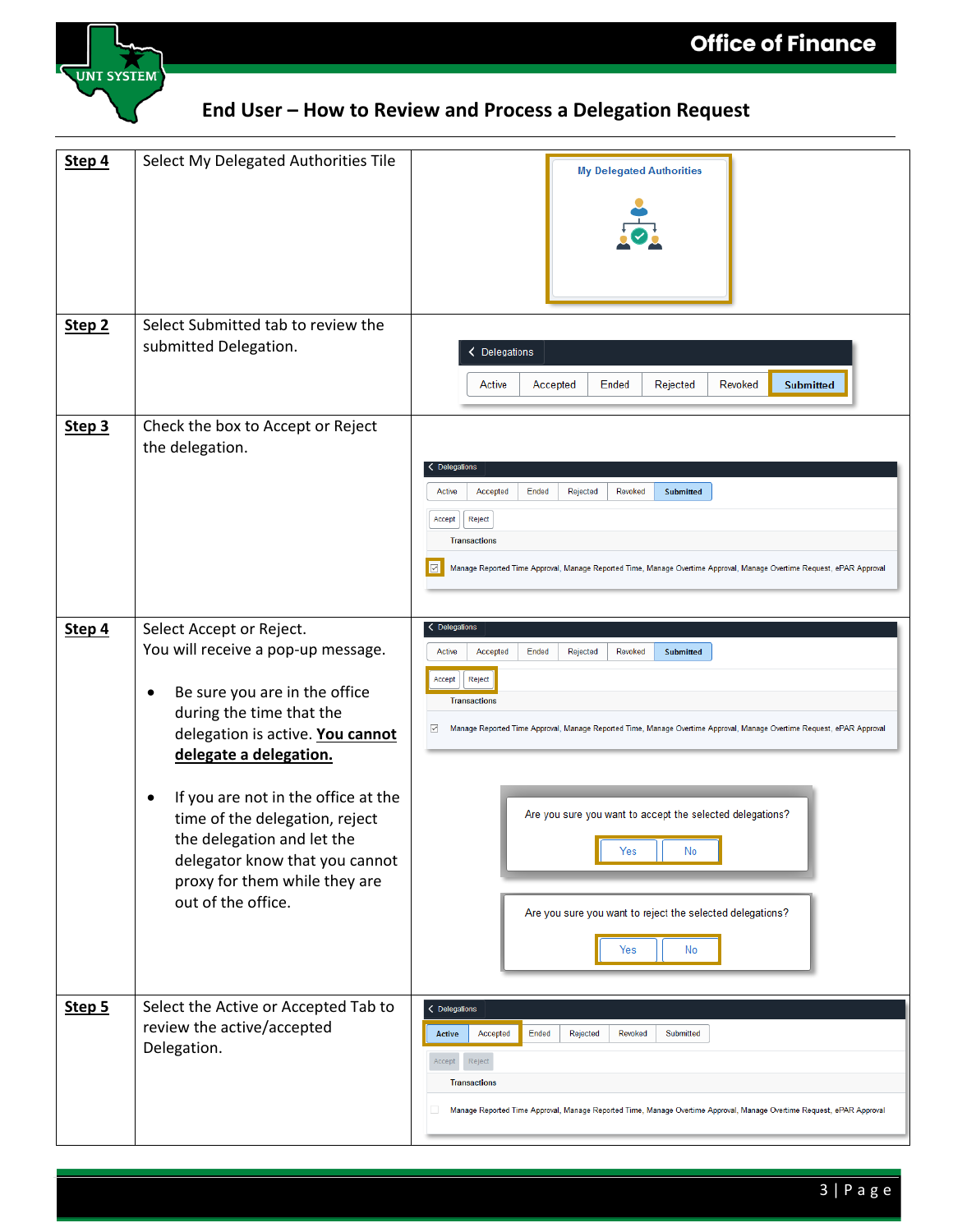## End User – How to Review and Process a Delegation Request

| | | |
|---|---|---|
| **Step 4** | Select My Delegated Authorities Tile | |
| **Step 2** | Select Submitted tab to review the submitted Delegation. | |
| **Step 3** | Check the box to Accept or Reject the delegation. | |
| **Step 4** | Select Accept or Reject.<br>You will receive a pop-up message.<br><br>• Be sure you are in the office during the time that the delegation is active. **You cannot delegate a delegation.**<br><br>• If you are not in the office at the time of the delegation, reject the delegation and let the delegator know that you cannot proxy for them while they are out of the office. | |
| **Step 5** | Select the Active or Accepted Tab to review the active/accepted Delegation. | |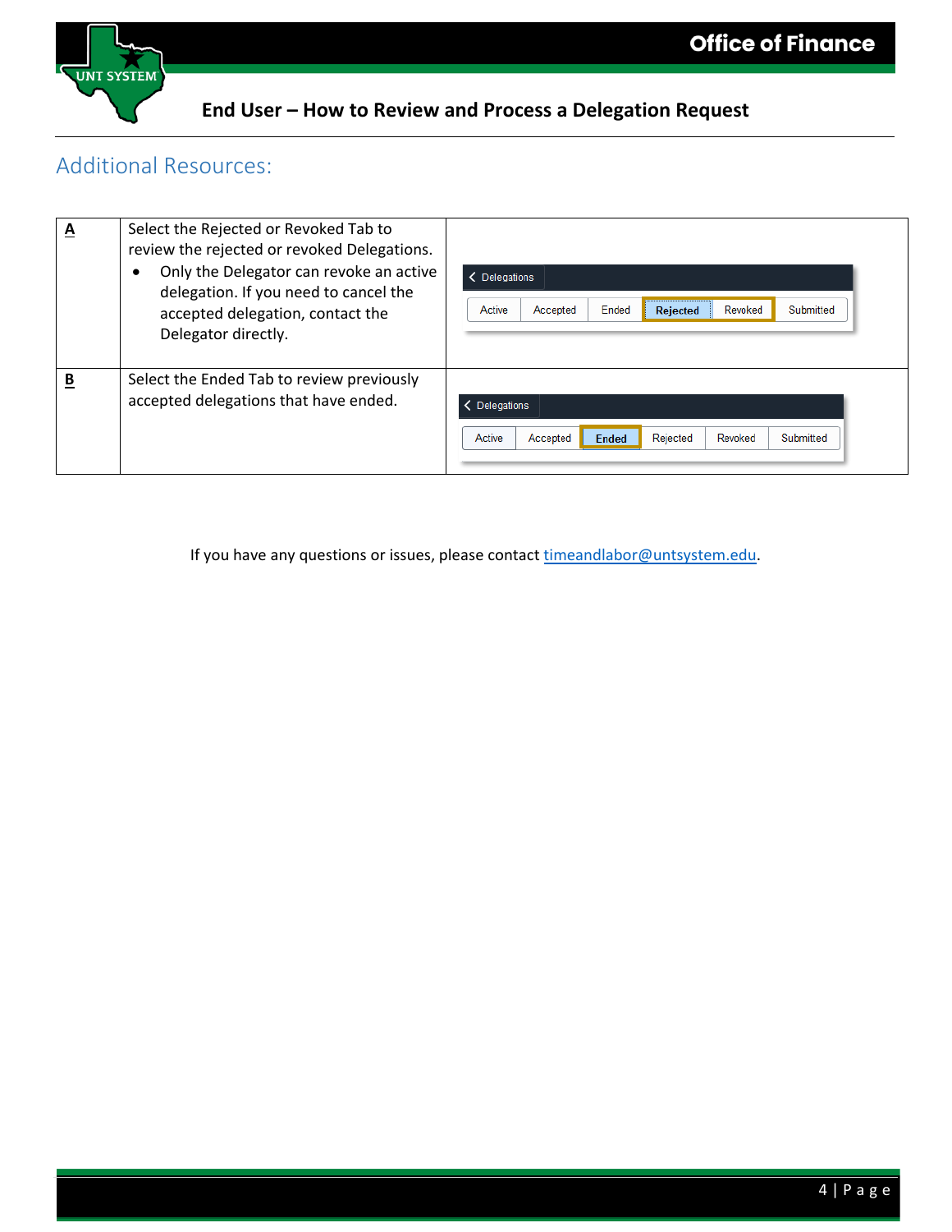## Additional Resources:

| | | |
|---|---|---|
| **A** | Select the Rejected or Revoked Tab to review the rejected or revoked Delegations.<br>• Only the Delegator can revoke an active delegation. If you need to cancel the accepted delegation, contact the Delegator directly. | Delegations<br>Active Accepted Ended Rejected Revoked Submitted |
| **B** | Select the Ended Tab to review previously accepted delegations that have ended. | Delegations<br>Active Accepted Ended Rejected Revoked Submitted |

If you have any questions or issues, please contact timeandlabor@untsystem.edu.